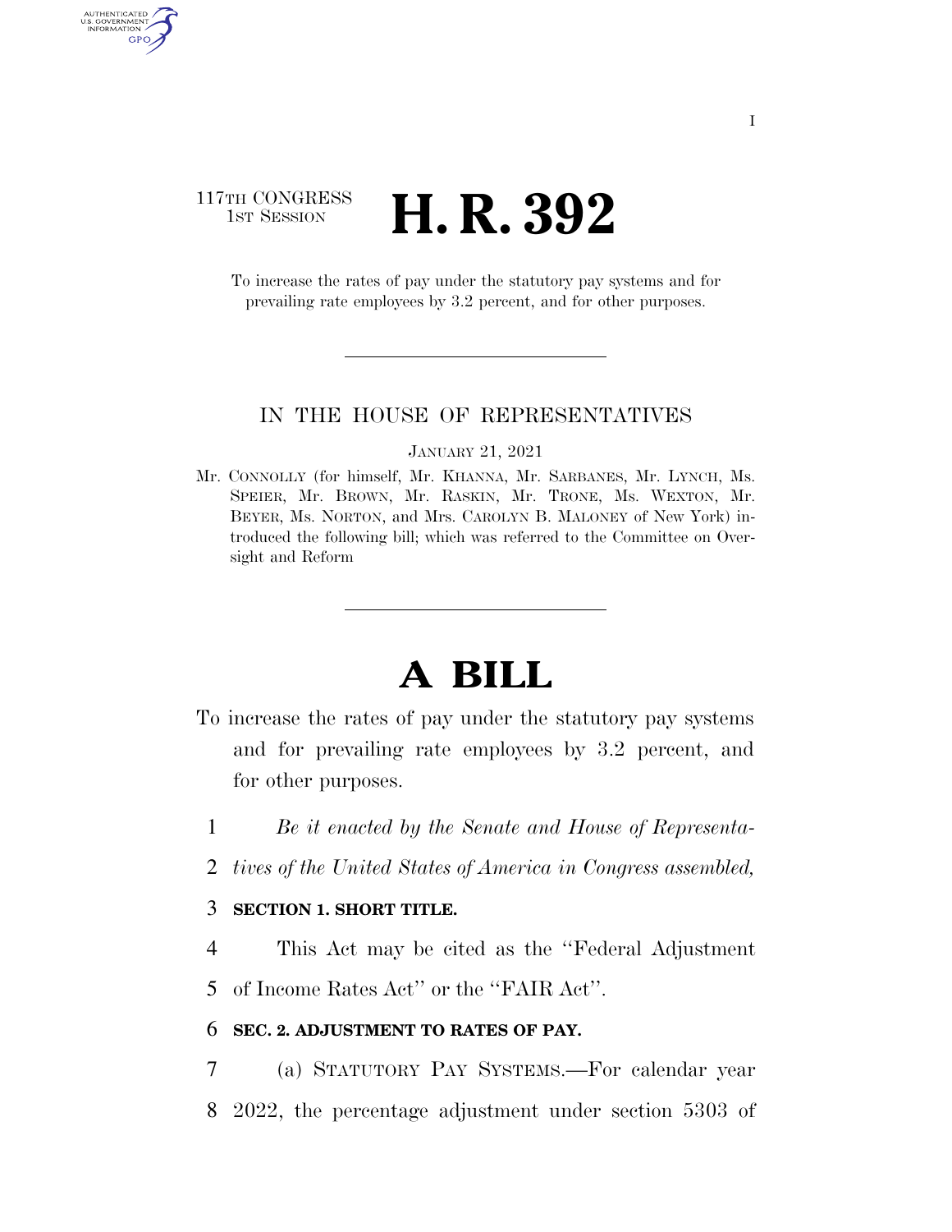117TH CONGRESS
1ST SESSION

# H. R. 392

To increase the rates of pay under the statutory pay systems and for prevailing rate employees by 3.2 percent, and for other purposes.

IN THE HOUSE OF REPRESENTATIVES

JANUARY 21, 2021

Mr. CONNOLLY (for himself, Mr. KHANNA, Mr. SARBANES, Mr. LYNCH, Ms. SPEIER, Mr. BROWN, Mr. RASKIN, Mr. TRONE, Ms. WEXTON, Mr. BEYER, Ms. NORTON, and Mrs. CAROLYN B. MALONEY of New York) introduced the following bill; which was referred to the Committee on Oversight and Reform

# A BILL

To increase the rates of pay under the statutory pay systems and for prevailing rate employees by 3.2 percent, and for other purposes.

1 *Be it enacted by the Senate and House of Representa-*
2 *tives of the United States of America in Congress assembled,*

3 **SECTION 1. SHORT TITLE.**

4 This Act may be cited as the ''Federal Adjustment
5 of Income Rates Act'' or the ''FAIR Act''.

6 **SEC. 2. ADJUSTMENT TO RATES OF PAY.**

7 (a) STATUTORY PAY SYSTEMS.—For calendar year
8 2022, the percentage adjustment under section 5303 of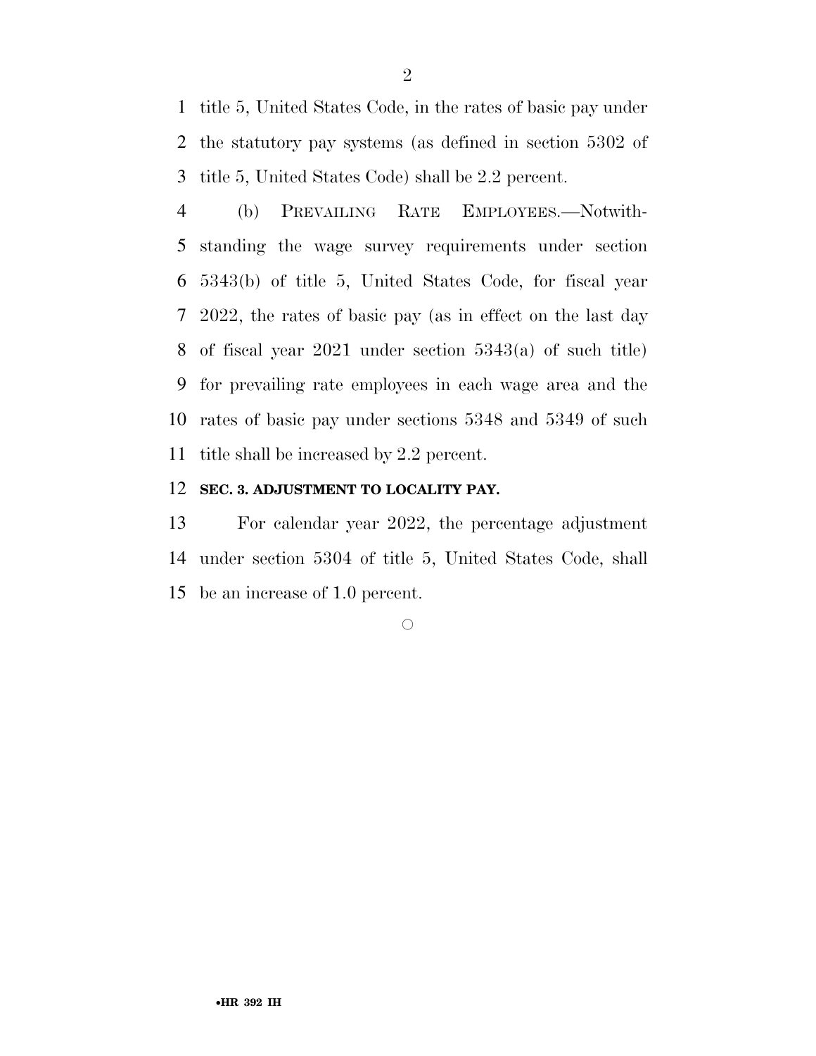title 5, United States Code, in the rates of basic pay under the statutory pay systems (as defined in section 5302 of title 5, United States Code) shall be 2.2 percent.

(b) PREVAILING RATE EMPLOYEES.—Notwithstanding the wage survey requirements under section 5343(b) of title 5, United States Code, for fiscal year 2022, the rates of basic pay (as in effect on the last day of fiscal year 2021 under section 5343(a) of such title) for prevailing rate employees in each wage area and the rates of basic pay under sections 5348 and 5349 of such title shall be increased by 2.2 percent.

**SEC. 3. ADJUSTMENT TO LOCALITY PAY.**

For calendar year 2022, the percentage adjustment under section 5304 of title 5, United States Code, shall be an increase of 1.0 percent.